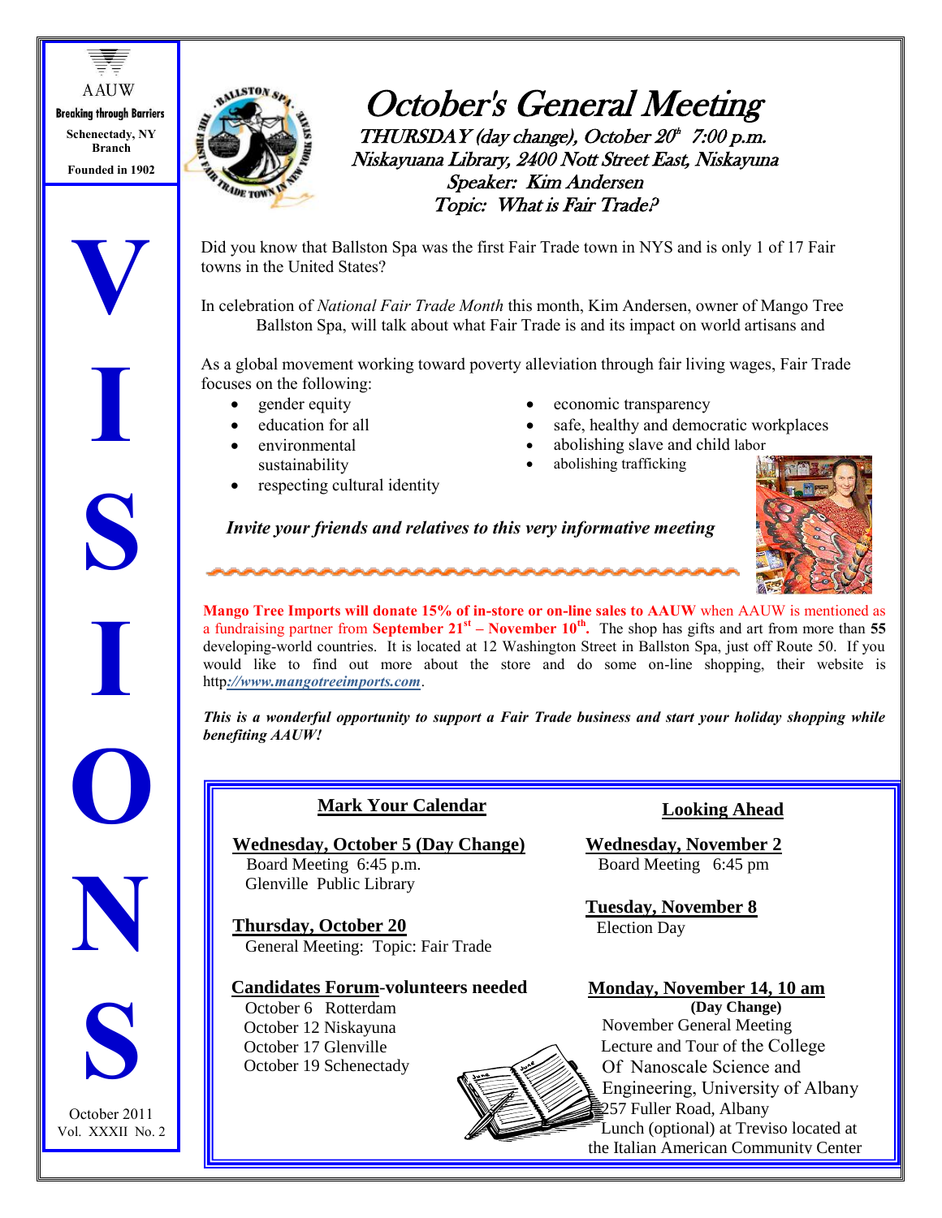AAUW

**Breaking through Barriers**

**Schenectady, NY Branch**

**Founded in 1902**

# VISIONS

October 2011
Vol. XXXII No. 2

# *October's General Meeting*

***THURSDAY (day change), October 20th 7:00 p.m.***
***Niskayuana Library, 2400 Nott Street East, Niskayuna***
***Speaker: Kim Andersen***
***Topic: What is Fair Trade?***

Did you know that Ballston Spa was the first Fair Trade town in NYS and is only 1 of 17 Fair towns in the United States?

In celebration of *National Fair Trade Month* this month, Kim Andersen, owner of Mango Tree Ballston Spa, will talk about what Fair Trade is and its impact on world artisans and

As a global movement working toward poverty alleviation through fair living wages, Fair Trade focuses on the following:

- gender equity
- education for all
- environmental sustainability
- respecting cultural identity
- economic transparency
- safe, healthy and democratic workplaces
- abolishing slave and child labor
- abolishing trafficking

***Invite your friends and relatives to this very informative meeting***

**Mango Tree Imports will donate 15% of in-store or on-line sales to AAUW** when AAUW is mentioned as a fundraising partner from **September 21st – November 10th.** The shop has gifts and art from more than **55** developing-world countries. It is located at 12 Washington Street in Ballston Spa, just off Route 50. If you would like to find out more about the store and do some on-line shopping, their website is http*://www.mangotreeimports.com*.

***This is a wonderful opportunity to support a Fair Trade business and start your holiday shopping while benefiting AAUW!***

## Mark Your Calendar

**Wednesday, October 5 (Day Change)**
Board Meeting 6:45 p.m.
Glenville Public Library

**Thursday, October 20**
General Meeting: Topic: Fair Trade

**Candidates Forum-volunteers needed**
October 6 Rotterdam
October 12 Niskayuna
October 17 Glenville
October 19 Schenectady

## Looking Ahead

**Wednesday, November 2**
Board Meeting 6:45 pm

**Tuesday, November 8**
Election Day

**Monday, November 14, 10 am**
**(Day Change)**
November General Meeting
Lecture and Tour of the College Of Nanoscale Science and Engineering, University of Albany
257 Fuller Road, Albany
Lunch (optional) at Treviso located at the Italian American Community Center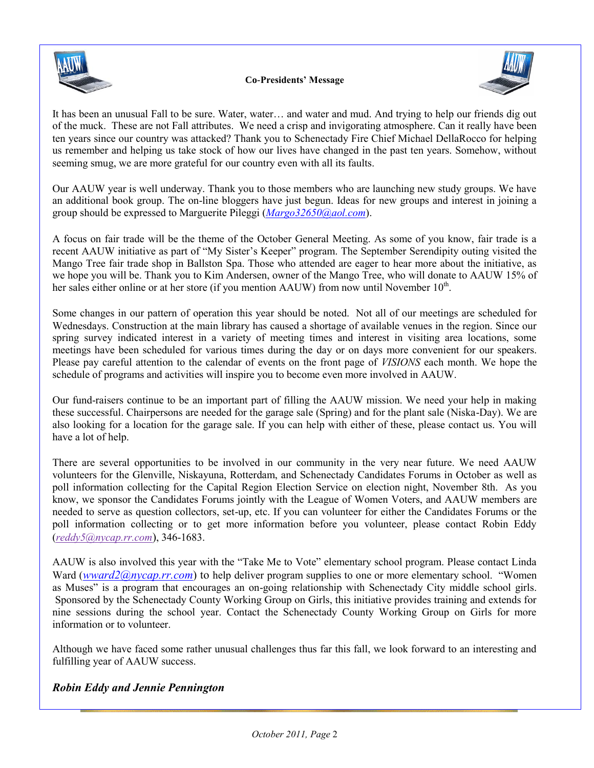**Co-Presidents' Message**

It has been an unusual Fall to be sure. Water, water… and water and mud. And trying to help our friends dig out of the muck. These are not Fall attributes. We need a crisp and invigorating atmosphere. Can it really have been ten years since our country was attacked? Thank you to Schenectady Fire Chief Michael DellaRocco for helping us remember and helping us take stock of how our lives have changed in the past ten years. Somehow, without seeming smug, we are more grateful for our country even with all its faults.

Our AAUW year is well underway. Thank you to those members who are launching new study groups. We have an additional book group. The on-line bloggers have just begun. Ideas for new groups and interest in joining a group should be expressed to Marguerite Pileggi (*Margo32650@aol.com*).

A focus on fair trade will be the theme of the October General Meeting. As some of you know, fair trade is a recent AAUW initiative as part of "My Sister's Keeper" program. The September Serendipity outing visited the Mango Tree fair trade shop in Ballston Spa. Those who attended are eager to hear more about the initiative, as we hope you will be. Thank you to Kim Andersen, owner of the Mango Tree, who will donate to AAUW 15% of her sales either online or at her store (if you mention AAUW) from now until November 10th.

Some changes in our pattern of operation this year should be noted. Not all of our meetings are scheduled for Wednesdays. Construction at the main library has caused a shortage of available venues in the region. Since our spring survey indicated interest in a variety of meeting times and interest in visiting area locations, some meetings have been scheduled for various times during the day or on days more convenient for our speakers. Please pay careful attention to the calendar of events on the front page of *VISIONS* each month. We hope the schedule of programs and activities will inspire you to become even more involved in AAUW.

Our fund-raisers continue to be an important part of filling the AAUW mission. We need your help in making these successful. Chairpersons are needed for the garage sale (Spring) and for the plant sale (Niska-Day). We are also looking for a location for the garage sale. If you can help with either of these, please contact us. You will have a lot of help.

There are several opportunities to be involved in our community in the very near future. We need AAUW volunteers for the Glenville, Niskayuna, Rotterdam, and Schenectady Candidates Forums in October as well as poll information collecting for the Capital Region Election Service on election night, November 8th. As you know, we sponsor the Candidates Forums jointly with the League of Women Voters, and AAUW members are needed to serve as question collectors, set-up, etc. If you can volunteer for either the Candidates Forums or the poll information collecting or to get more information before you volunteer, please contact Robin Eddy (*reddy5@nycap.rr.com*), 346-1683.

AAUW is also involved this year with the "Take Me to Vote" elementary school program. Please contact Linda Ward (*wward2@nycap.rr.com*) to help deliver program supplies to one or more elementary school. "Women as Muses" is a program that encourages an on-going relationship with Schenectady City middle school girls. Sponsored by the Schenectady County Working Group on Girls, this initiative provides training and extends for nine sessions during the school year. Contact the Schenectady County Working Group on Girls for more information or to volunteer.

Although we have faced some rather unusual challenges thus far this fall, we look forward to an interesting and fulfilling year of AAUW success.

***Robin Eddy and Jennie Pennington***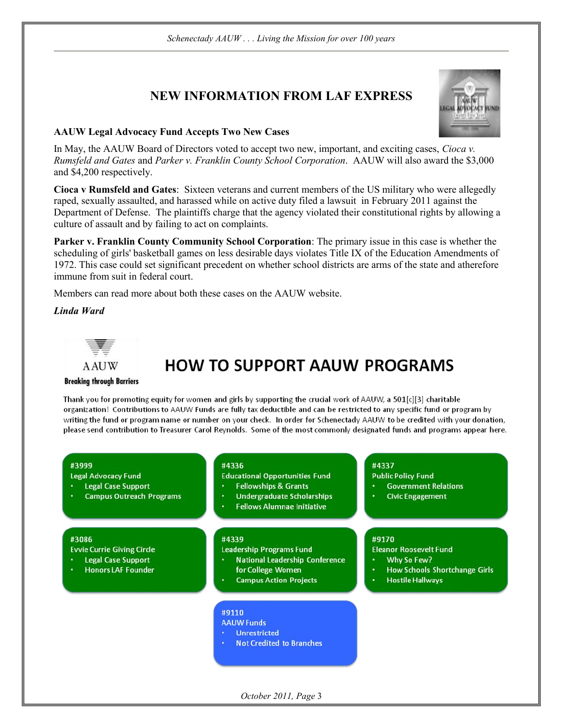## NEW INFORMATION FROM LAF EXPRESS

**AAUW Legal Advocacy Fund Accepts Two New Cases**

In May, the AAUW Board of Directors voted to accept two new, important, and exciting cases, *Cioca v. Rumsfeld and Gates* and *Parker v. Franklin County School Corporation*. AAUW will also award the $3,000 and $4,200 respectively.

**Cioca v Rumsfeld and Gates**: Sixteen veterans and current members of the US military who were allegedly raped, sexually assaulted, and harassed while on active duty filed a lawsuit in February 2011 against the Department of Defense. The plaintiffs charge that the agency violated their constitutional rights by allowing a culture of assault and by failing to act on complaints.

**Parker v. Franklin County Community School Corporation**: The primary issue in this case is whether the scheduling of girls' basketball games on less desirable days violates Title IX of the Education Amendments of 1972. This case could set significant precedent on whether school districts are arms of the state and atherefore immune from suit in federal court.

Members can read more about both these cases on the AAUW website.

***Linda Ward***

AAUW
**Breaking through Barriers**

## HOW TO SUPPORT AAUW PROGRAMS

Thank you for promoting equity for women and girls by supporting the crucial work of AAUW, a 501[c][3] charitable organization! Contributions to AAUW Funds are fully tax deductible and can be restricted to any specific fund or program by writing the fund or program name or number on your check. In order for Schenectady AAUW to be credited with your donation, please send contribution to Treasurer Carol Reynolds. Some of the most commonly designated funds and programs appear here.

**#3999**
Legal Advocacy Fund
- Legal Case Support
- Campus Outreach Programs

**#4336**
Educational Opportunities Fund
- Fellowships & Grants
- Undergraduate Scholarships
- Fellows Alumnae Initiative

**#4337**
Public Policy Fund
- Government Relations
- Civic Engagement

**#3086**
Evvie Currie Giving Circle
- Legal Case Support
- Honors LAF Founder

**#4339**
Leadership Programs Fund
- National Leadership Conference for College Women
- Campus Action Projects

**#9170**
Eleanor Roosevelt Fund
- Why So Few?
- How Schools Shortchange Girls
- Hostile Hallways

**#9110**
AAUW Funds
- Unrestricted
- Not Credited to Branches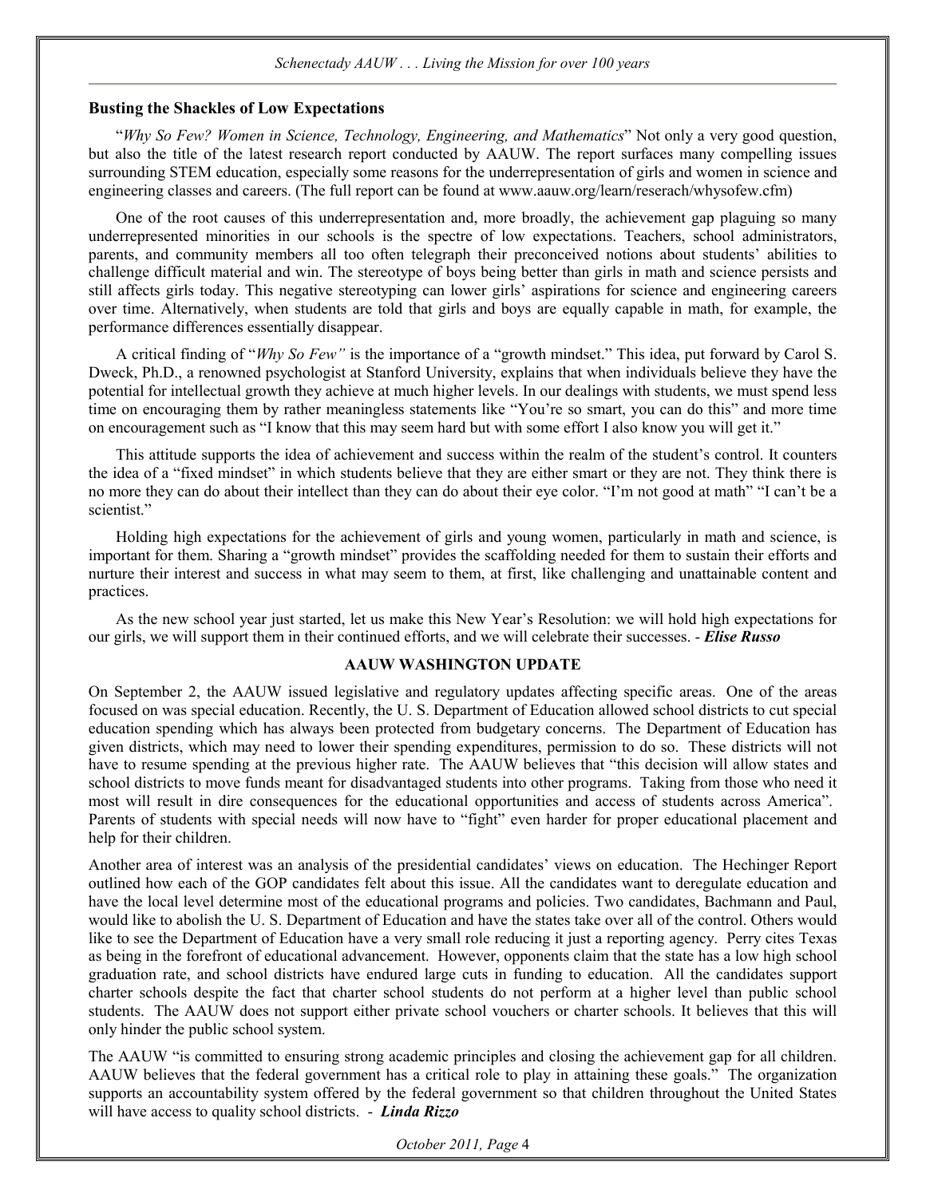## Busting the Shackles of Low Expectations

"*Why So Few? Women in Science, Technology, Engineering, and Mathematics*" Not only a very good question, but also the title of the latest research report conducted by AAUW. The report surfaces many compelling issues surrounding STEM education, especially some reasons for the underrepresentation of girls and women in science and engineering classes and careers. (The full report can be found at www.aauw.org/learn/reserach/whysofew.cfm)

One of the root causes of this underrepresentation and, more broadly, the achievement gap plaguing so many underrepresented minorities in our schools is the spectre of low expectations. Teachers, school administrators, parents, and community members all too often telegraph their preconceived notions about students' abilities to challenge difficult material and win. The stereotype of boys being better than girls in math and science persists and still affects girls today. This negative stereotyping can lower girls' aspirations for science and engineering careers over time. Alternatively, when students are told that girls and boys are equally capable in math, for example, the performance differences essentially disappear.

A critical finding of "*Why So Few"* is the importance of a "growth mindset." This idea, put forward by Carol S. Dweck, Ph.D., a renowned psychologist at Stanford University, explains that when individuals believe they have the potential for intellectual growth they achieve at much higher levels. In our dealings with students, we must spend less time on encouraging them by rather meaningless statements like "You're so smart, you can do this" and more time on encouragement such as "I know that this may seem hard but with some effort I also know you will get it."

This attitude supports the idea of achievement and success within the realm of the student's control. It counters the idea of a "fixed mindset" in which students believe that they are either smart or they are not. They think there is no more they can do about their intellect than they can do about their eye color. "I'm not good at math" "I can't be a scientist."

Holding high expectations for the achievement of girls and young women, particularly in math and science, is important for them. Sharing a "growth mindset" provides the scaffolding needed for them to sustain their efforts and nurture their interest and success in what may seem to them, at first, like challenging and unattainable content and practices.

As the new school year just started, let us make this New Year's Resolution: we will hold high expectations for our girls, we will support them in their continued efforts, and we will celebrate their successes. - ***Elise Russo***

## AAUW WASHINGTON UPDATE

On September 2, the AAUW issued legislative and regulatory updates affecting specific areas. One of the areas focused on was special education. Recently, the U. S. Department of Education allowed school districts to cut special education spending which has always been protected from budgetary concerns. The Department of Education has given districts, which may need to lower their spending expenditures, permission to do so. These districts will not have to resume spending at the previous higher rate. The AAUW believes that "this decision will allow states and school districts to move funds meant for disadvantaged students into other programs. Taking from those who need it most will result in dire consequences for the educational opportunities and access of students across America". Parents of students with special needs will now have to "fight" even harder for proper educational placement and help for their children.

Another area of interest was an analysis of the presidential candidates' views on education. The Hechinger Report outlined how each of the GOP candidates felt about this issue. All the candidates want to deregulate education and have the local level determine most of the educational programs and policies. Two candidates, Bachmann and Paul, would like to abolish the U. S. Department of Education and have the states take over all of the control. Others would like to see the Department of Education have a very small role reducing it just a reporting agency. Perry cites Texas as being in the forefront of educational advancement. However, opponents claim that the state has a low high school graduation rate, and school districts have endured large cuts in funding to education. All the candidates support charter schools despite the fact that charter school students do not perform at a higher level than public school students. The AAUW does not support either private school vouchers or charter schools. It believes that this will only hinder the public school system.

The AAUW "is committed to ensuring strong academic principles and closing the achievement gap for all children. AAUW believes that the federal government has a critical role to play in attaining these goals." The organization supports an accountability system offered by the federal government so that children throughout the United States will have access to quality school districts. - ***Linda Rizzo***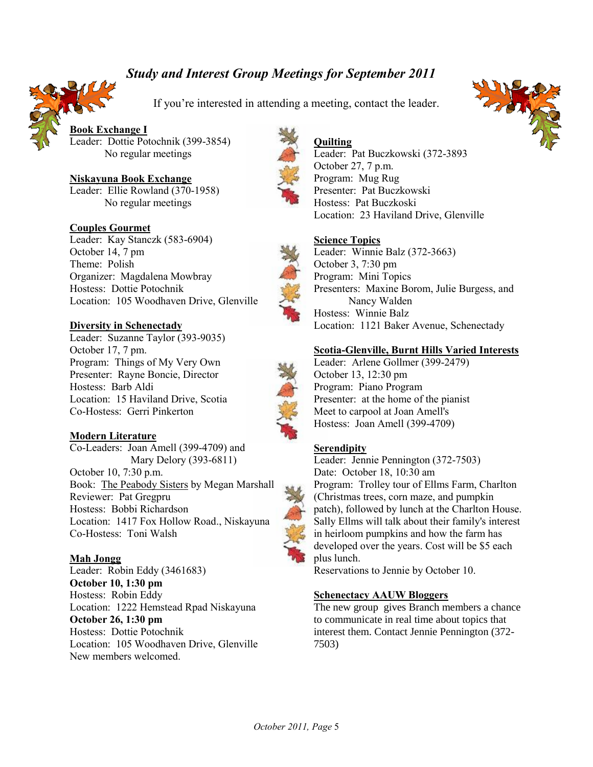# *Study and Interest Group Meetings for September 2011*

If you're interested in attending a meeting, contact the leader.

**Book Exchange I**
Leader: Dottie Potochnik (399-3854)
No regular meetings

**Niskayuna Book Exchange**
Leader: Ellie Rowland (370-1958)
No regular meetings

**Couples Gourmet**
Leader: Kay Stanczk (583-6904)
October 14, 7 pm
Theme: Polish
Organizer: Magdalena Mowbray
Hostess: Dottie Potochnik
Location: 105 Woodhaven Drive, Glenville

**Diversity in Schenectady**
Leader: Suzanne Taylor (393-9035)
October 17, 7 pm.
Program: Things of My Very Own
Presenter: Rayne Boncie, Director
Hostess: Barb Aldi
Location: 15 Haviland Drive, Scotia
Co-Hostess: Gerri Pinkerton

**Modern Literature**
Co-Leaders: Joan Amell (399-4709) and Mary Delory (393-6811)
October 10, 7:30 p.m.
Book: The Peabody Sisters by Megan Marshall
Reviewer: Pat Gregpru
Hostess: Bobbi Richardson
Location: 1417 Fox Hollow Road., Niskayuna
Co-Hostess: Toni Walsh

**Mah Jongg**
Leader: Robin Eddy (3461683)
**October 10, 1:30 pm**
Hostess: Robin Eddy
Location: 1222 Hemstead Rpad Niskayuna
**October 26, 1:30 pm**
Hostess: Dottie Potochnik
Location: 105 Woodhaven Drive, Glenville
New members welcomed.

**Quilting**
Leader: Pat Buczkowski (372-3893
October 27, 7 p.m.
Program: Mug Rug
Presenter: Pat Buczkowski
Hostess: Pat Buczkoski
Location: 23 Haviland Drive, Glenville

**Science Topics**
Leader: Winnie Balz (372-3663)
October 3, 7:30 pm
Program: Mini Topics
Presenters: Maxine Borom, Julie Burgess, and Nancy Walden
Hostess: Winnie Balz
Location: 1121 Baker Avenue, Schenectady

**Scotia-Glenville, Burnt Hills Varied Interests**
Leader: Arlene Gollmer (399-2479)
October 13, 12:30 pm
Program: Piano Program
Presenter: at the home of the pianist
Meet to carpool at Joan Amell's
Hostess: Joan Amell (399-4709)

**Serendipity**
Leader: Jennie Pennington (372-7503)
Date: October 18, 10:30 am
Program: Trolley tour of Ellms Farm, Charlton (Christmas trees, corn maze, and pumpkin patch), followed by lunch at the Charlton House. Sally Ellms will talk about their family's interest in heirloom pumpkins and how the farm has developed over the years. Cost will be $5 each plus lunch.
Reservations to Jennie by October 10.

**Schenectacy AAUW Bloggers**
The new group gives Branch members a chance to communicate in real time about topics that interest them. Contact Jennie Pennington (372-7503)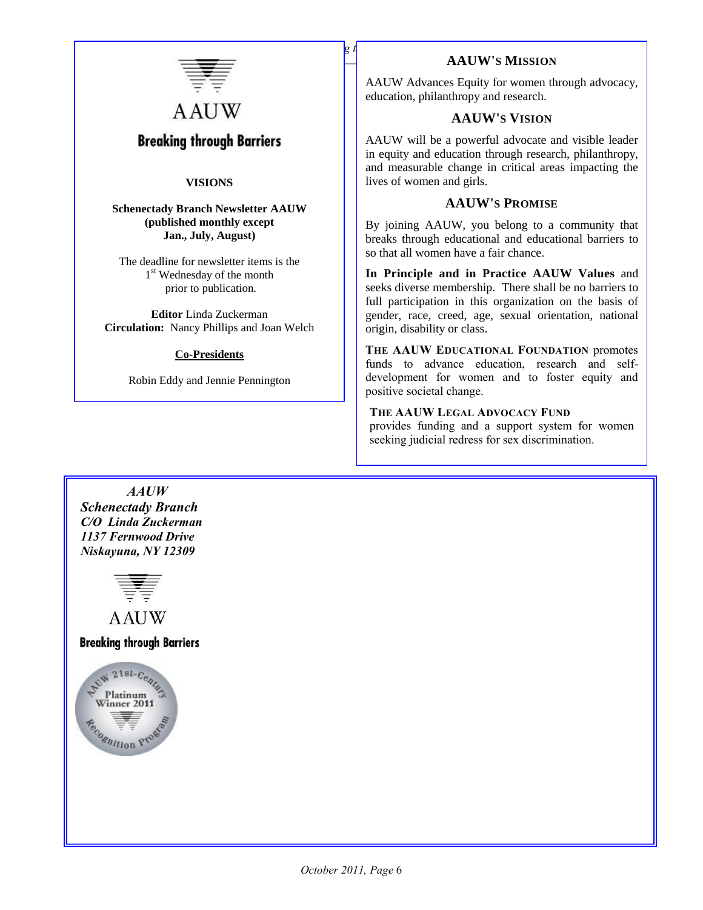AAUW

## Breaking through Barriers

**VISIONS**

**Schenectady Branch Newsletter AAUW**
**(published monthly except**
**Jan., July, August)**

The deadline for newsletter items is the 1st Wednesday of the month prior to publication.

**Editor** Linda Zuckerman
**Circulation:** Nancy Phillips and Joan Welch

**Co-Presidents**

Robin Eddy and Jennie Pennington

### AAUW'S MISSION

AAUW Advances Equity for women through advocacy, education, philanthropy and research.

### AAUW'S VISION

AAUW will be a powerful advocate and visible leader in equity and education through research, philanthropy, and measurable change in critical areas impacting the lives of women and girls.

### AAUW'S PROMISE

By joining AAUW, you belong to a community that breaks through educational and educational barriers to so that all women have a fair chance.

**In Principle and in Practice AAUW Values** and seeks diverse membership. There shall be no barriers to full participation in this organization on the basis of gender, race, creed, age, sexual orientation, national origin, disability or class.

**THE AAUW EDUCATIONAL FOUNDATION** promotes funds to advance education, research and self-development for women and to foster equity and positive societal change.

**THE AAUW LEGAL ADVOCACY FUND** provides funding and a support system for women seeking judicial redress for sex discrimination.

***AAUW***
***Schenectady Branch***
***C/O Linda Zuckerman***
***1137 Fernwood Drive***
***Niskayuna, NY 12309***

AAUW

**Breaking through Barriers**

AAUW 21st-Century Recognition Program
Platinum Winner 2011